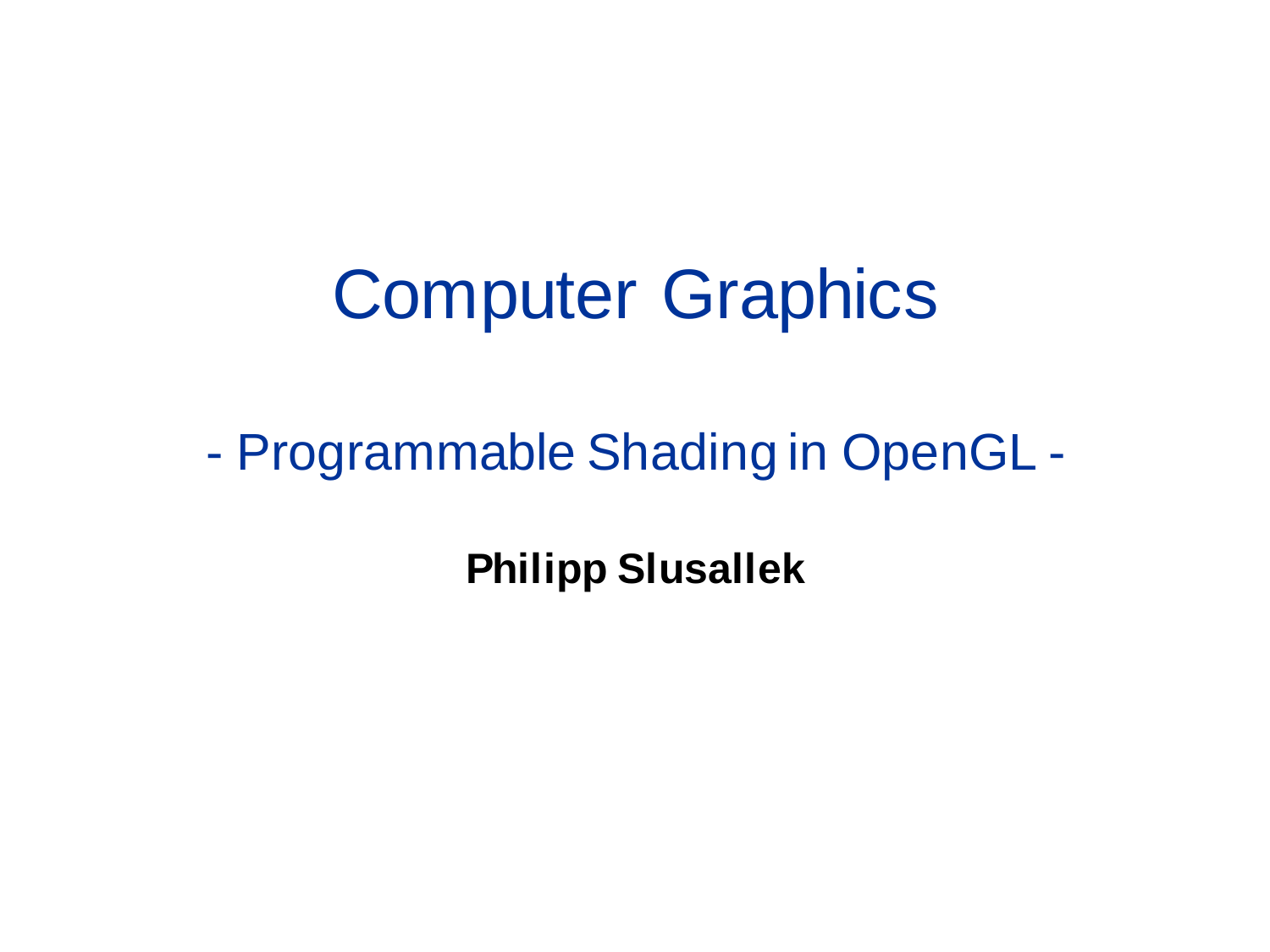# Computer Graphics

## - Programmable Shading in OpenGL -

**Philipp Slusallek**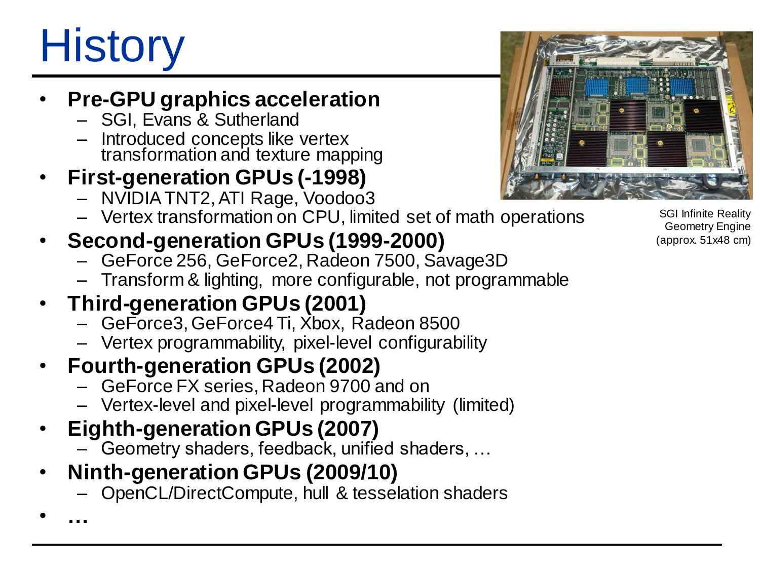# History

- **Pre-GPU graphics acceleration**
  - SGI, Evans & Sutherland
  - Introduced concepts like vertex transformation and texture mapping
- **First-generation GPUs (-1998)**
  - NVIDIA TNT2, ATI Rage, Voodoo3
  - Vertex transformation on CPU, limited set of math operations
- **Second-generation GPUs (1999-2000)**
  - GeForce 256, GeForce2, Radeon 7500, Savage3D
  - Transform & lighting, more configurable, not programmable
- **Third-generation GPUs (2001)**
  - GeForce3, GeForce4 Ti, Xbox, Radeon 8500
  - Vertex programmability, pixel-level configurability
- **Fourth-generation GPUs (2002)**
  - GeForce FX series, Radeon 9700 and on
  - Vertex-level and pixel-level programmability (limited)
- **Eighth-generation GPUs (2007)**
  - Geometry shaders, feedback, unified shaders, …
- **Ninth-generation GPUs (2009/10)**
  - OpenCL/DirectCompute, hull & tesselation shaders
- **…**

SGI Infinite Reality Geometry Engine (approx. 51x48 cm)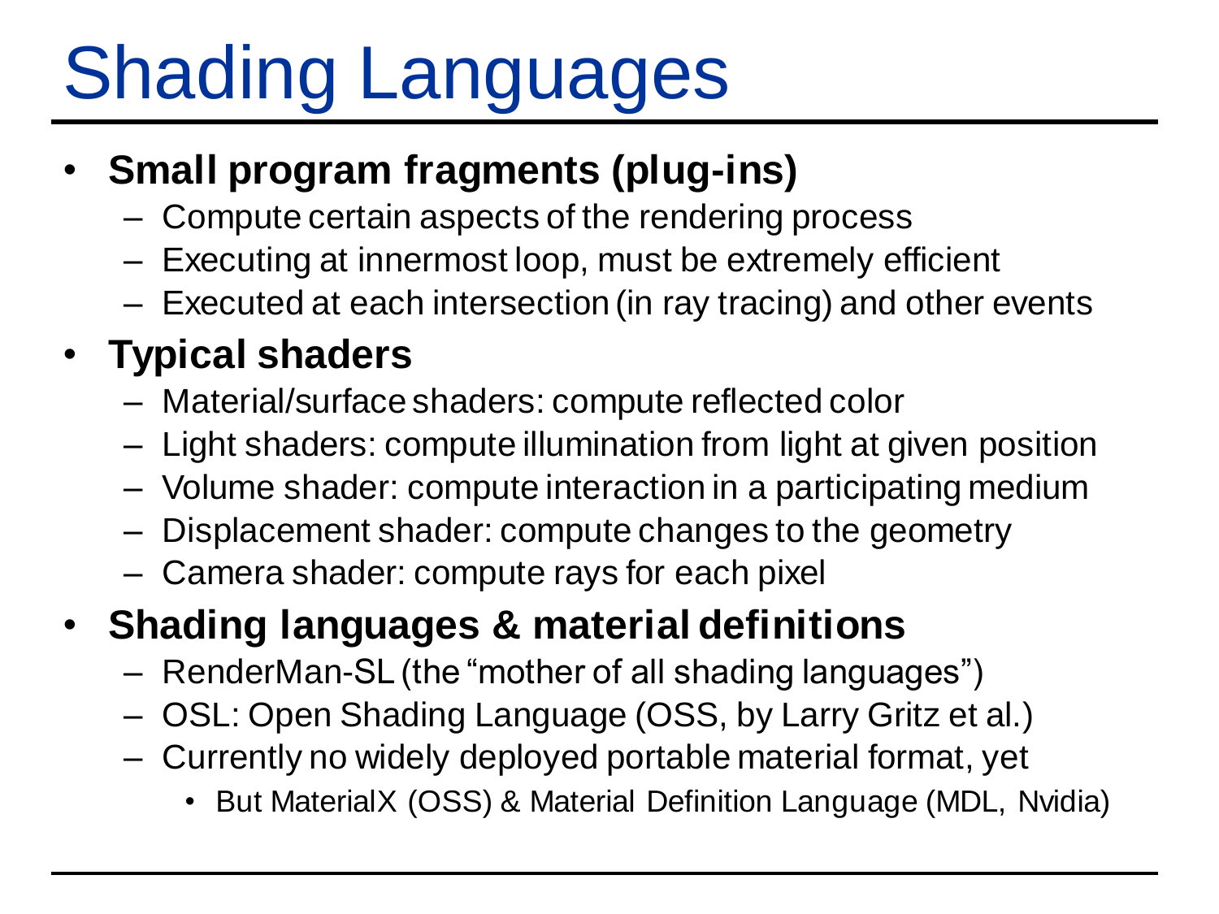# Shading Languages

- **Small program fragments (plug-ins)**
  - Compute certain aspects of the rendering process
  - Executing at innermost loop, must be extremely efficient
  - Executed at each intersection (in ray tracing) and other events
- **Typical shaders**
  - Material/surface shaders: compute reflected color
  - Light shaders: compute illumination from light at given position
  - Volume shader: compute interaction in a participating medium
  - Displacement shader: compute changes to the geometry
  - Camera shader: compute rays for each pixel
- **Shading languages & material definitions**
  - RenderMan-SL (the "mother of all shading languages")
  - OSL: Open Shading Language (OSS, by Larry Gritz et al.)
  - Currently no widely deployed portable material format, yet
    - But MaterialX (OSS) & Material Definition Language (MDL, Nvidia)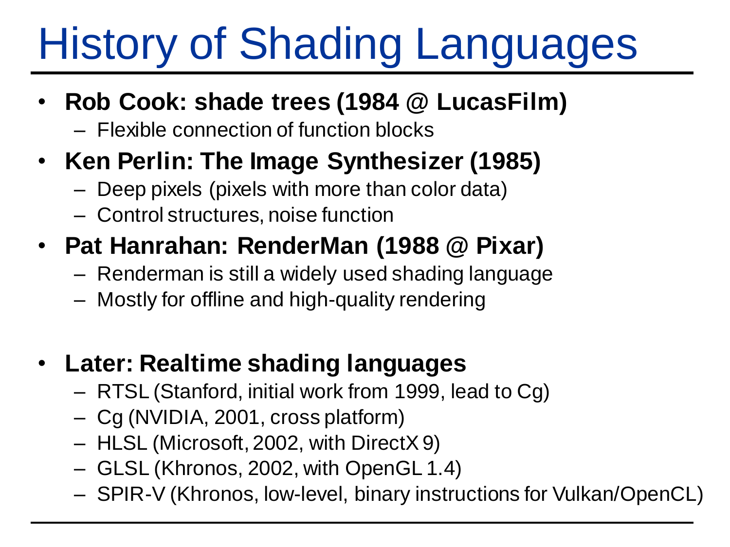# History of Shading Languages

- **Rob Cook: shade trees (1984 @ LucasFilm)**
  - Flexible connection of function blocks
- **Ken Perlin: The Image Synthesizer (1985)**
  - Deep pixels (pixels with more than color data)
  - Control structures, noise function
- **Pat Hanrahan: RenderMan (1988 @ Pixar)**
  - Renderman is still a widely used shading language
  - Mostly for offline and high-quality rendering

- **Later: Realtime shading languages**
  - RTSL (Stanford, initial work from 1999, lead to Cg)
  - Cg (NVIDIA, 2001, cross platform)
  - HLSL (Microsoft, 2002, with DirectX 9)
  - GLSL (Khronos, 2002, with OpenGL 1.4)
  - SPIR-V (Khronos, low-level, binary instructions for Vulkan/OpenCL)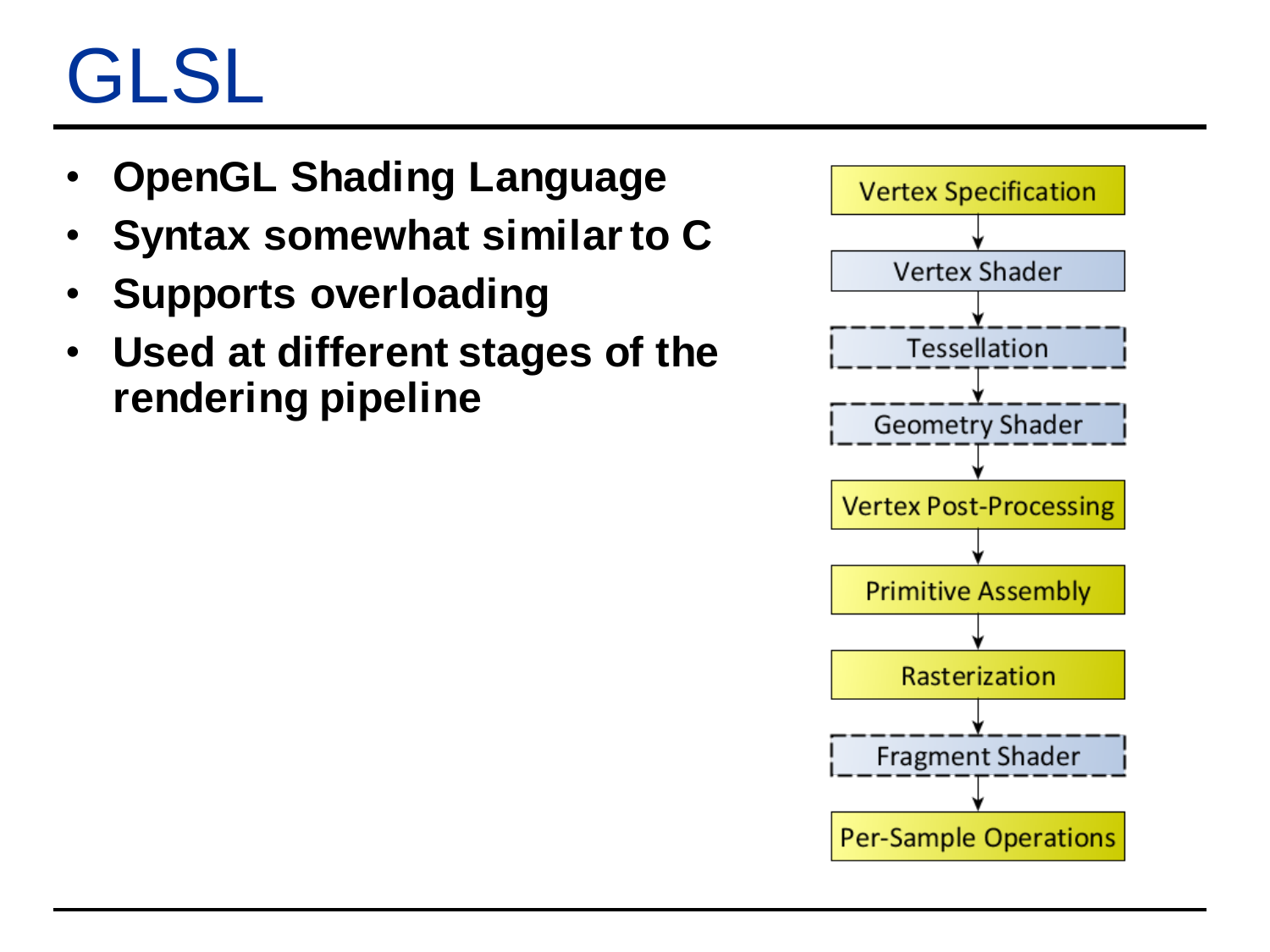# GLSL

- **OpenGL Shading Language**
- **Syntax somewhat similar to C**
- **Supports overloading**
- **Used at different stages of the rendering pipeline**

Vertex Specification → Vertex Shader → Tessellation → Geometry Shader → Vertex Post-Processing → Primitive Assembly → Rasterization → Fragment Shader → Per-Sample Operations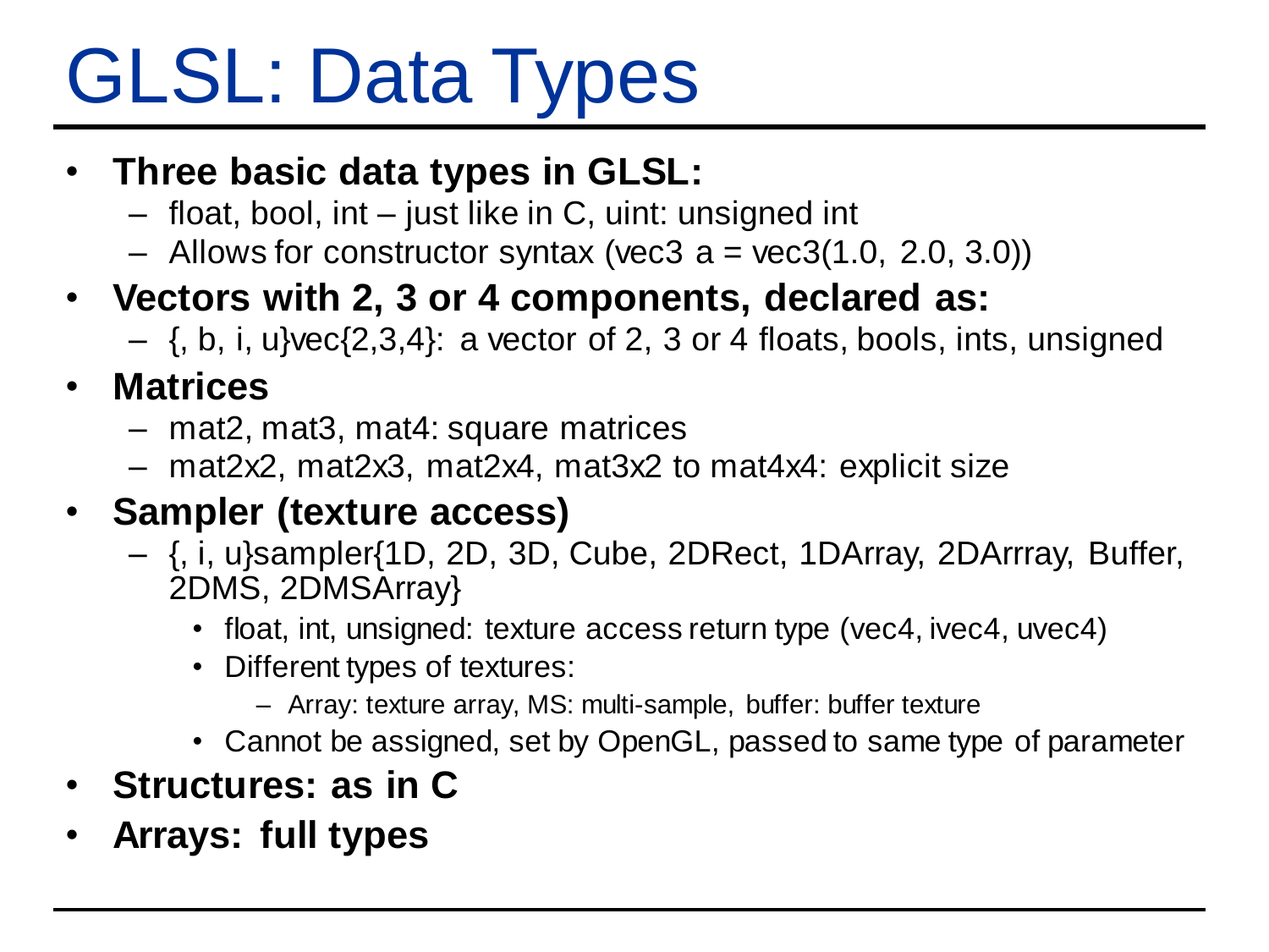# GLSL: Data Types

- **Three basic data types in GLSL:**
  - float, bool, int – just like in C, uint: unsigned int
  - Allows for constructor syntax (vec3 a = vec3(1.0, 2.0, 3.0))
- **Vectors with 2, 3 or 4 components, declared as:**
  - {, b, i, u}vec{2,3,4}: a vector of 2, 3 or 4 floats, bools, ints, unsigned
- **Matrices**
  - mat2, mat3, mat4: square matrices
  - mat2x2, mat2x3, mat2x4, mat3x2 to mat4x4: explicit size
- **Sampler (texture access)**
  - {, i, u}sampler{1D, 2D, 3D, Cube, 2DRect, 1DArray, 2DArrray, Buffer, 2DMS, 2DMSArray}
    - float, int, unsigned: texture access return type (vec4, ivec4, uvec4)
    - Different types of textures:
      - Array: texture array, MS: multi-sample, buffer: buffer texture
    - Cannot be assigned, set by OpenGL, passed to same type of parameter
- **Structures: as in C**
- **Arrays: full types**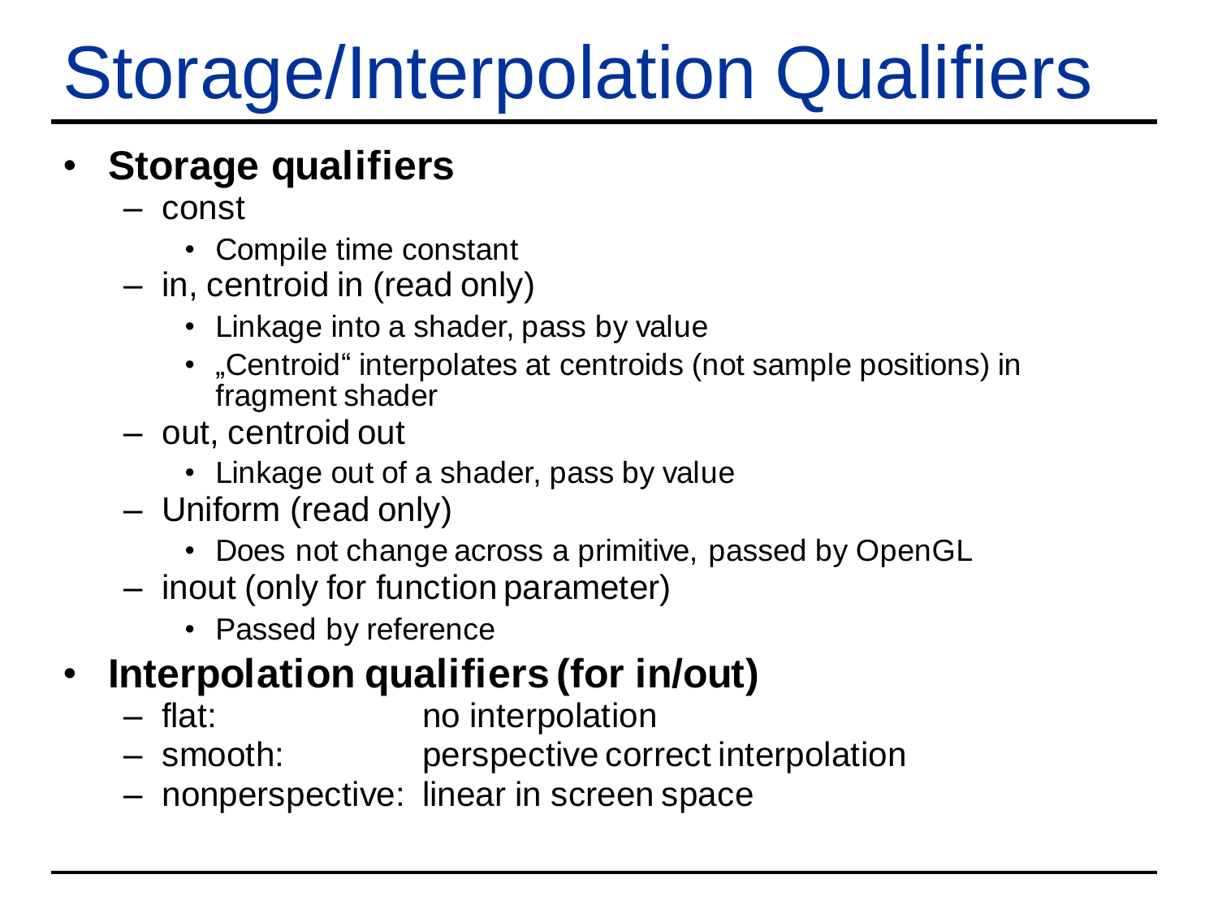# Storage/Interpolation Qualifiers

- **Storage qualifiers**
  - const
    - Compile time constant
  - in, centroid in (read only)
    - Linkage into a shader, pass by value
    - „Centroid“ interpolates at centroids (not sample positions) in fragment shader
  - out, centroid out
    - Linkage out of a shader, pass by value
  - Uniform (read only)
    - Does not change across a primitive, passed by OpenGL
  - inout (only for function parameter)
    - Passed by reference
- **Interpolation qualifiers (for in/out)**
  - flat: no interpolation
  - smooth: perspective correct interpolation
  - nonperspective: linear in screen space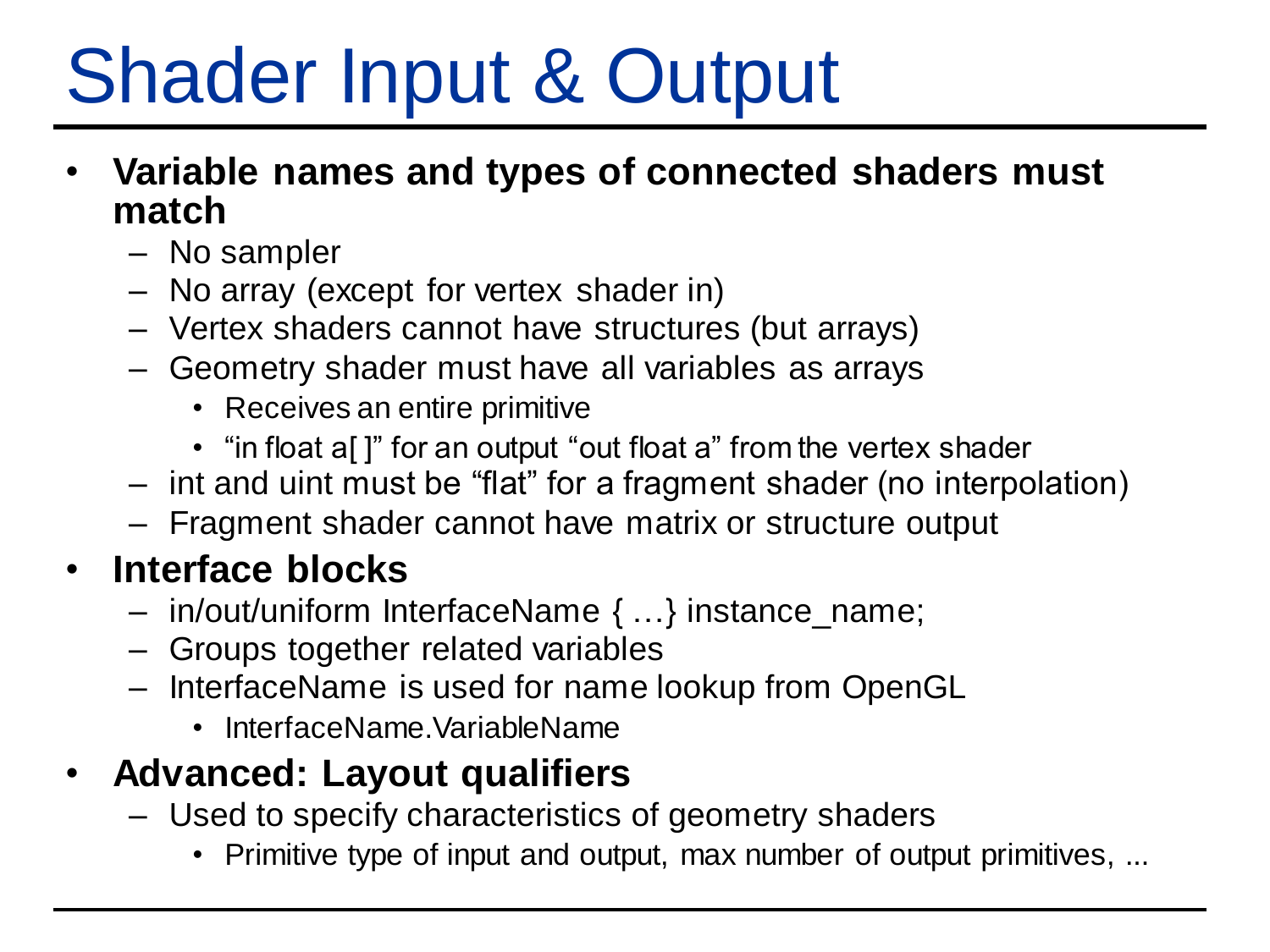# Shader Input & Output

- **Variable names and types of connected shaders must match**
  - No sampler
  - No array (except for vertex shader in)
  - Vertex shaders cannot have structures (but arrays)
  - Geometry shader must have all variables as arrays
    - Receives an entire primitive
    - “in float a[ ]” for an output “out float a” from the vertex shader
  - int and uint must be “flat” for a fragment shader (no interpolation)
  - Fragment shader cannot have matrix or structure output
- **Interface blocks**
  - in/out/uniform InterfaceName { …} instance_name;
  - Groups together related variables
  - InterfaceName is used for name lookup from OpenGL
    - InterfaceName.VariableName
- **Advanced: Layout qualifiers**
  - Used to specify characteristics of geometry shaders
    - Primitive type of input and output, max number of output primitives, ...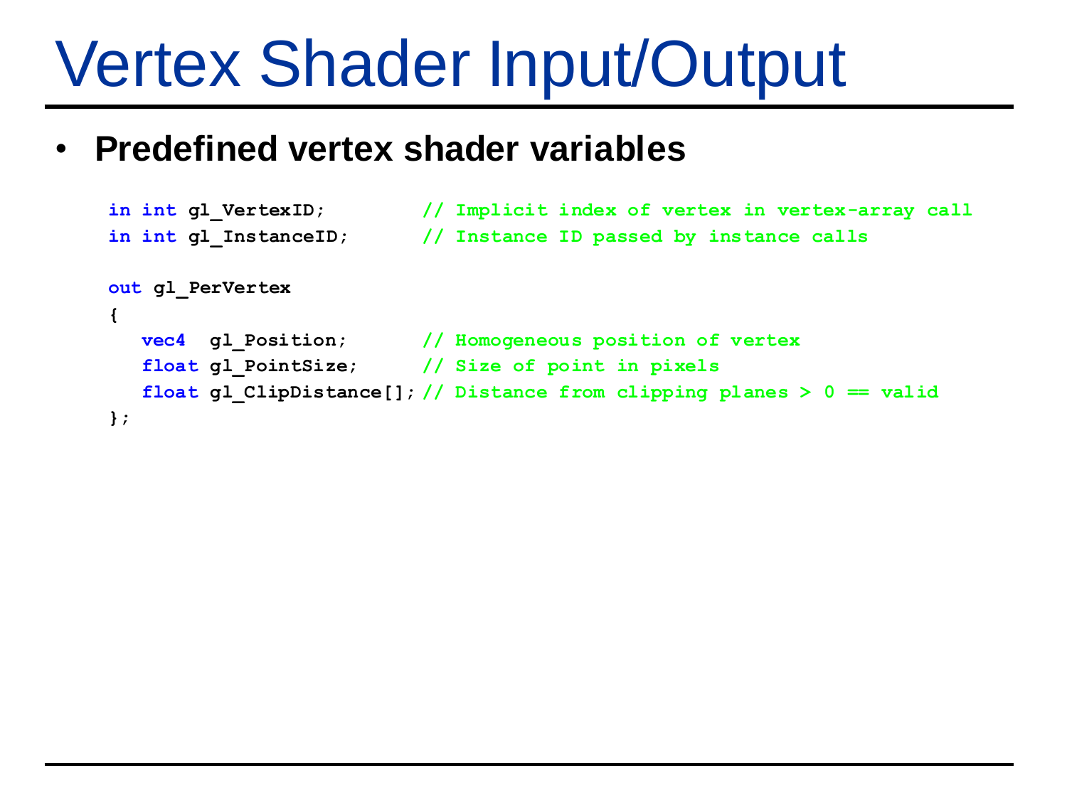# Vertex Shader Input/Output

- **Predefined vertex shader variables**

```
in int gl_VertexID;         // Implicit index of vertex in vertex-array call
in int gl_InstanceID;       // Instance ID passed by instance calls

out gl_PerVertex
{
   vec4  gl_Position;       // Homogeneous position of vertex
   float gl_PointSize;      // Size of point in pixels
   float gl_ClipDistance[];// Distance from clipping planes > 0 == valid
};
```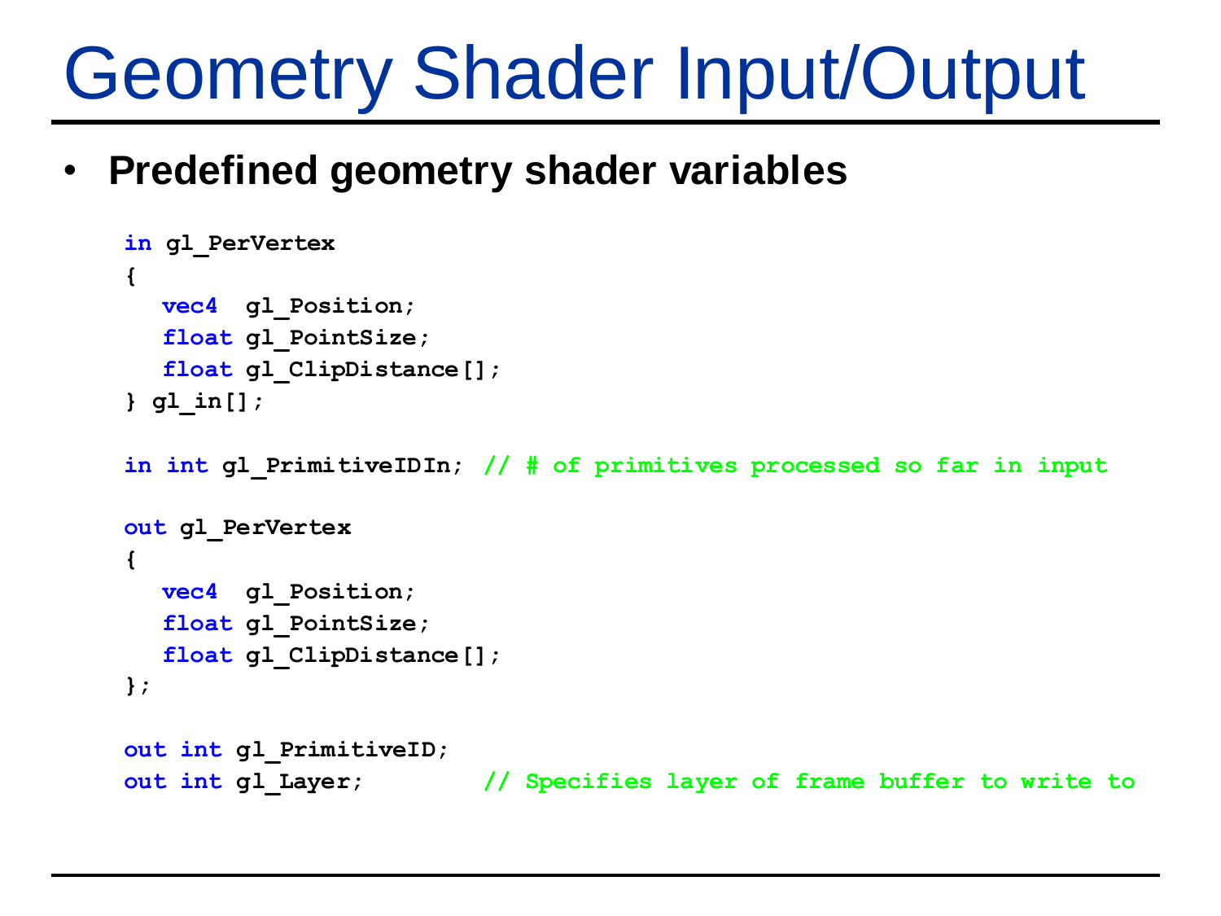# Geometry Shader Input/Output

- **Predefined geometry shader variables**

```
in gl_PerVertex
{
   vec4  gl_Position;
   float gl_PointSize;
   float gl_ClipDistance[];
} gl_in[];

in int gl_PrimitiveIDIn; // # of primitives processed so far in input

out gl_PerVertex
{
   vec4  gl_Position;
   float gl_PointSize;
   float gl_ClipDistance[];
};

out int gl_PrimitiveID;
out int gl_Layer;        // Specifies layer of frame buffer to write to
```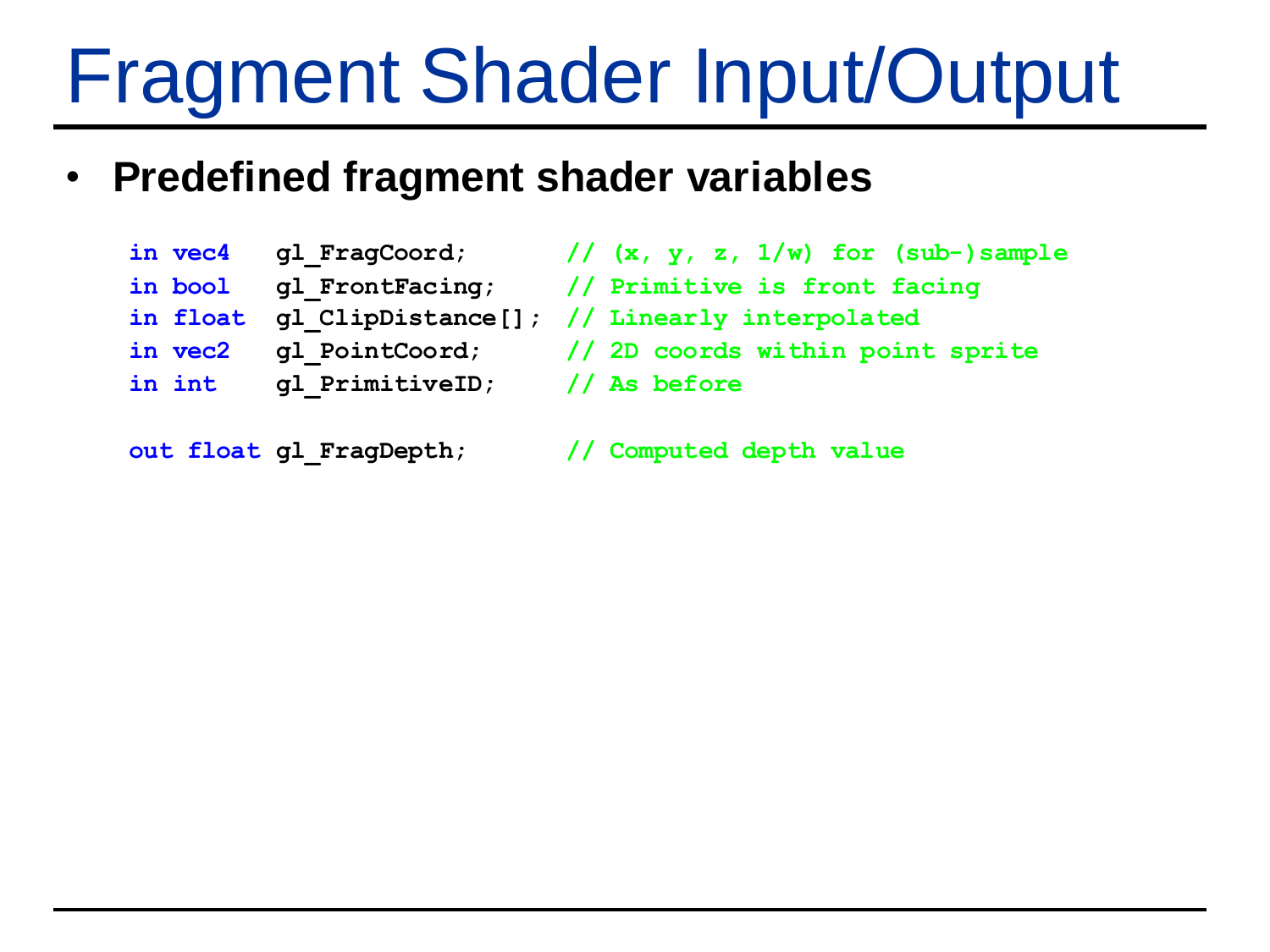# Fragment Shader Input/Output

- **Predefined fragment shader variables**

```
in vec4   gl_FragCoord;       // (x, y, z, 1/w) for (sub-)sample
in bool   gl_FrontFacing;     // Primitive is front facing
in float  gl_ClipDistance[];  // Linearly interpolated
in vec2   gl_PointCoord;      // 2D coords within point sprite
in int    gl_PrimitiveID;     // As before

out float gl_FragDepth;       // Computed depth value
```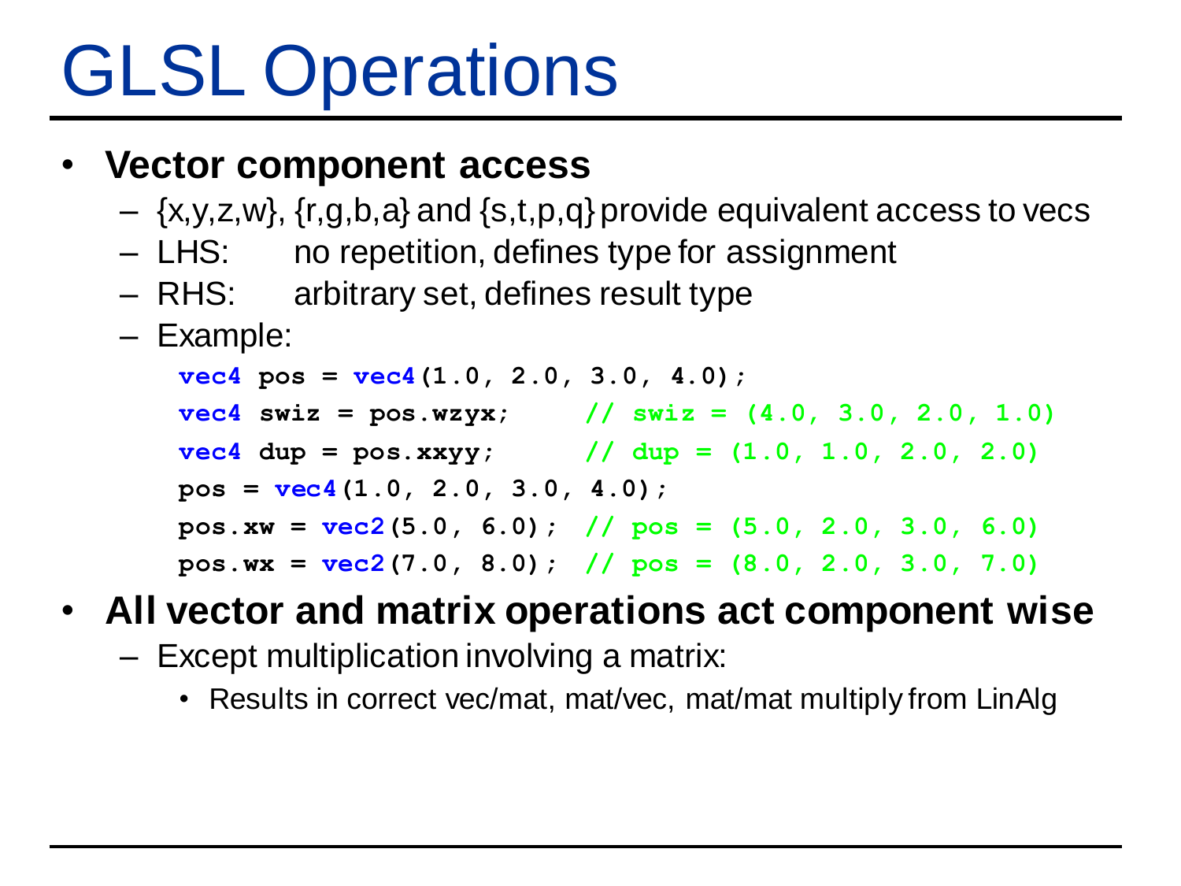# GLSL Operations

- **Vector component access**
  - {x,y,z,w}, {r,g,b,a} and {s,t,p,q} provide equivalent access to vecs
  - LHS: no repetition, defines type for assignment
  - RHS: arbitrary set, defines result type
  - Example:

```
vec4 pos = vec4(1.0, 2.0, 3.0, 4.0);
vec4 swiz = pos.wzyx;      // swiz = (4.0, 3.0, 2.0, 1.0)
vec4 dup = pos.xxyy;       // dup = (1.0, 1.0, 2.0, 2.0)
pos = vec4(1.0, 2.0, 3.0, 4.0);
pos.xw = vec2(5.0, 6.0);  // pos = (5.0, 2.0, 3.0, 6.0)
pos.wx = vec2(7.0, 8.0);  // pos = (8.0, 2.0, 3.0, 7.0)
```

- **All vector and matrix operations act component wise**
  - Except multiplication involving a matrix:
    - Results in correct vec/mat, mat/vec, mat/mat multiply from LinAlg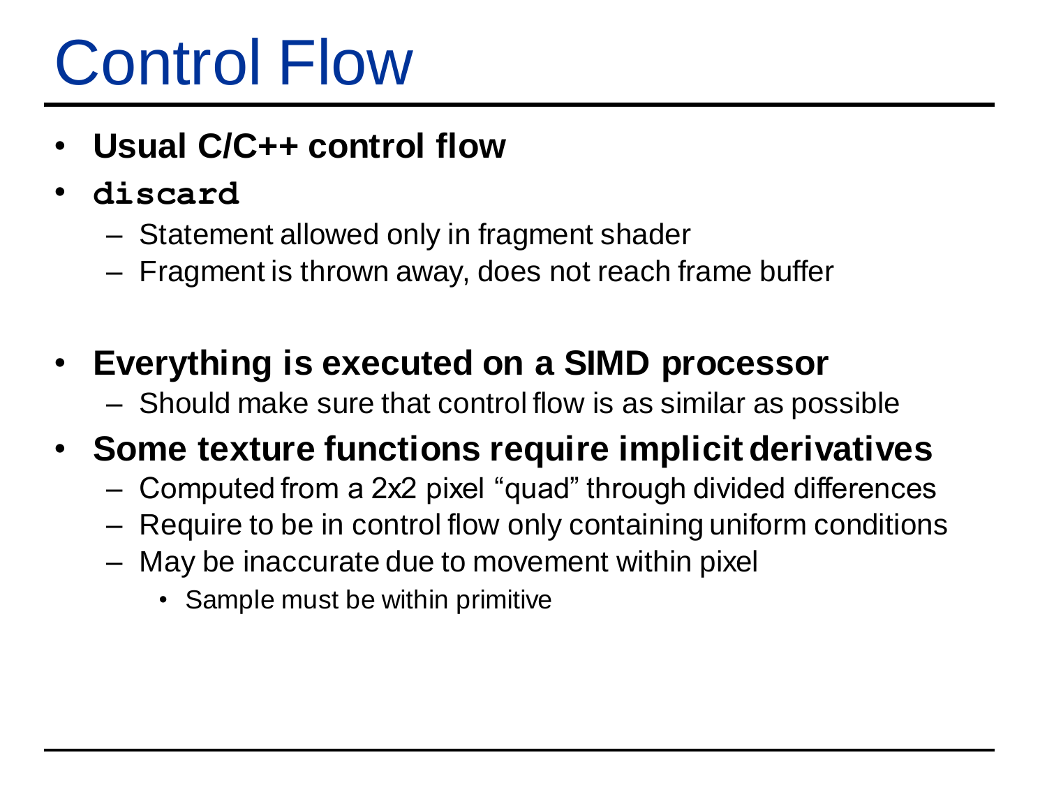# Control Flow

- **Usual C/C++ control flow**
- **`discard`**
  - Statement allowed only in fragment shader
  - Fragment is thrown away, does not reach frame buffer
- **Everything is executed on a SIMD processor**
  - Should make sure that control flow is as similar as possible
- **Some texture functions require implicit derivatives**
  - Computed from a 2x2 pixel "quad" through divided differences
  - Require to be in control flow only containing uniform conditions
  - May be inaccurate due to movement within pixel
    - Sample must be within primitive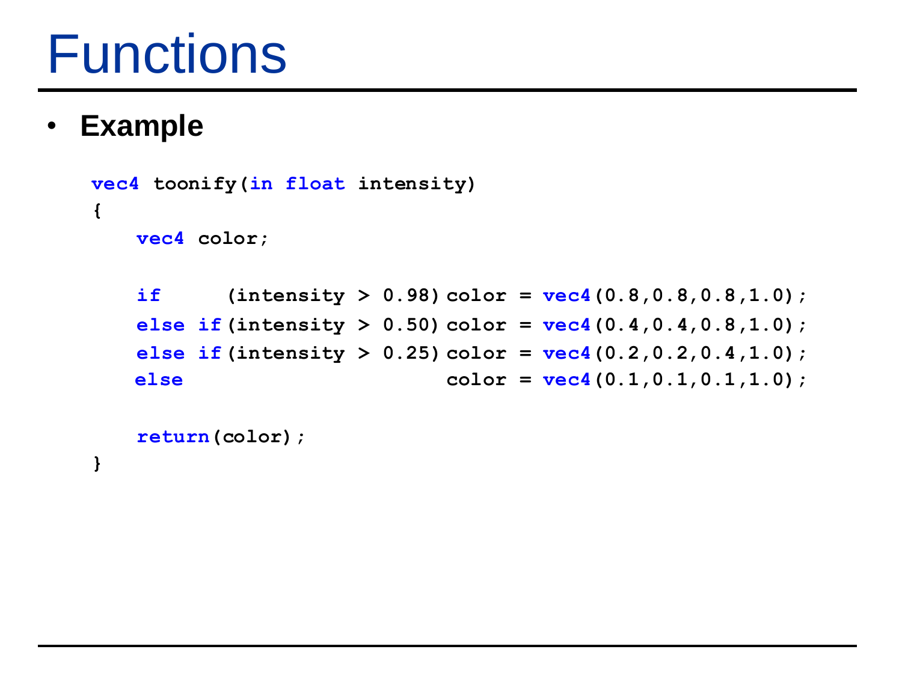# Functions

- **Example**

```
vec4 toonify(in float intensity)
{
    vec4 color;

    if      (intensity > 0.98) color = vec4(0.8,0.8,0.8,1.0);
    else if (intensity > 0.50) color = vec4(0.4,0.4,0.8,1.0);
    else if (intensity > 0.25) color = vec4(0.2,0.2,0.4,1.0);
    else                       color = vec4(0.1,0.1,0.1,1.0);

    return(color);
}
```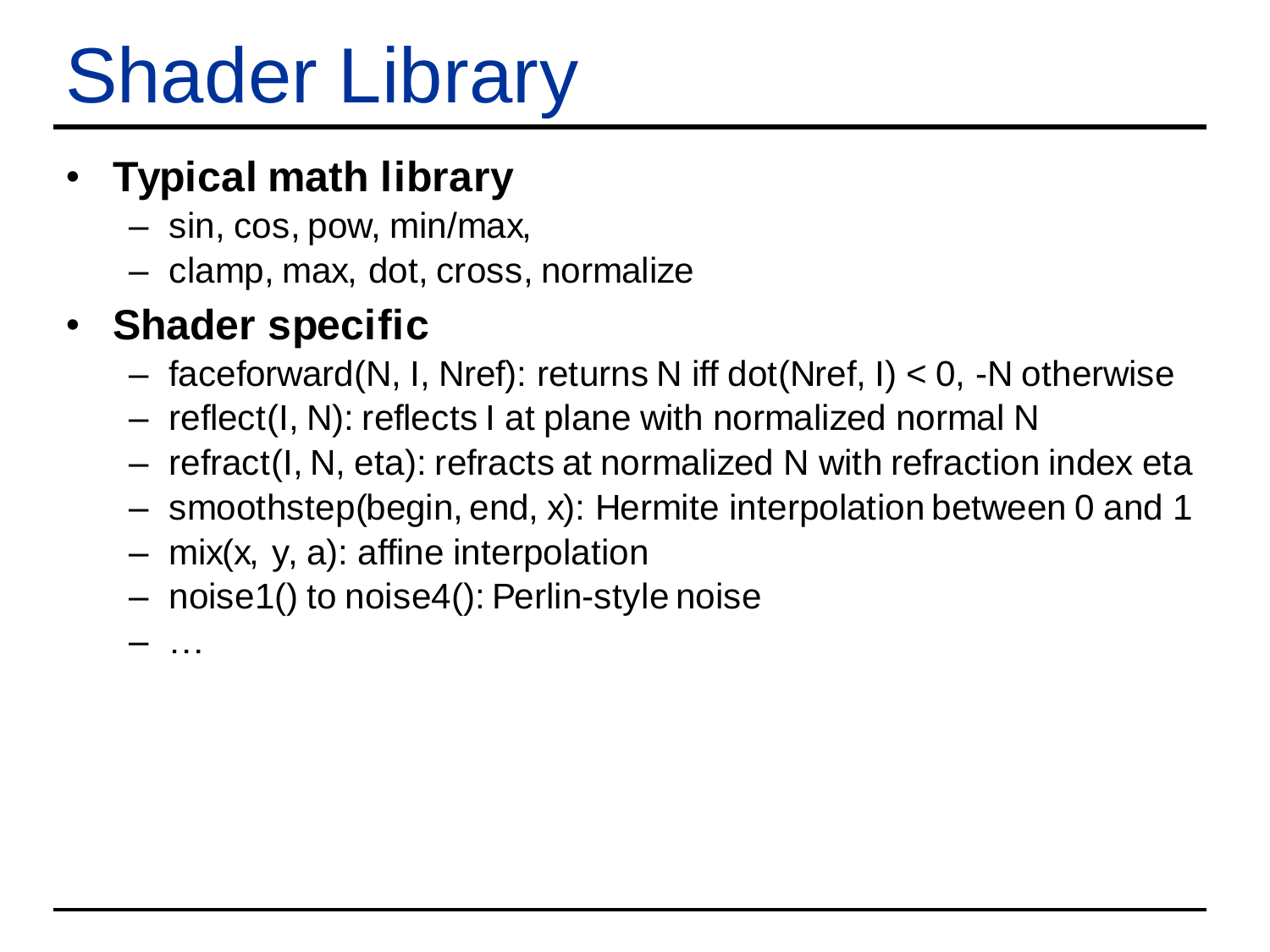# Shader Library

- **Typical math library**
  - sin, cos, pow, min/max,
  - clamp, max, dot, cross, normalize
- **Shader specific**
  - faceforward(N, I, Nref): returns N iff dot(Nref, I) < 0, -N otherwise
  - reflect(I, N): reflects I at plane with normalized normal N
  - refract(I, N, eta): refracts at normalized N with refraction index eta
  - smoothstep(begin, end, x): Hermite interpolation between 0 and 1
  - mix(x, y, a): affine interpolation
  - noise1() to noise4(): Perlin-style noise
  - …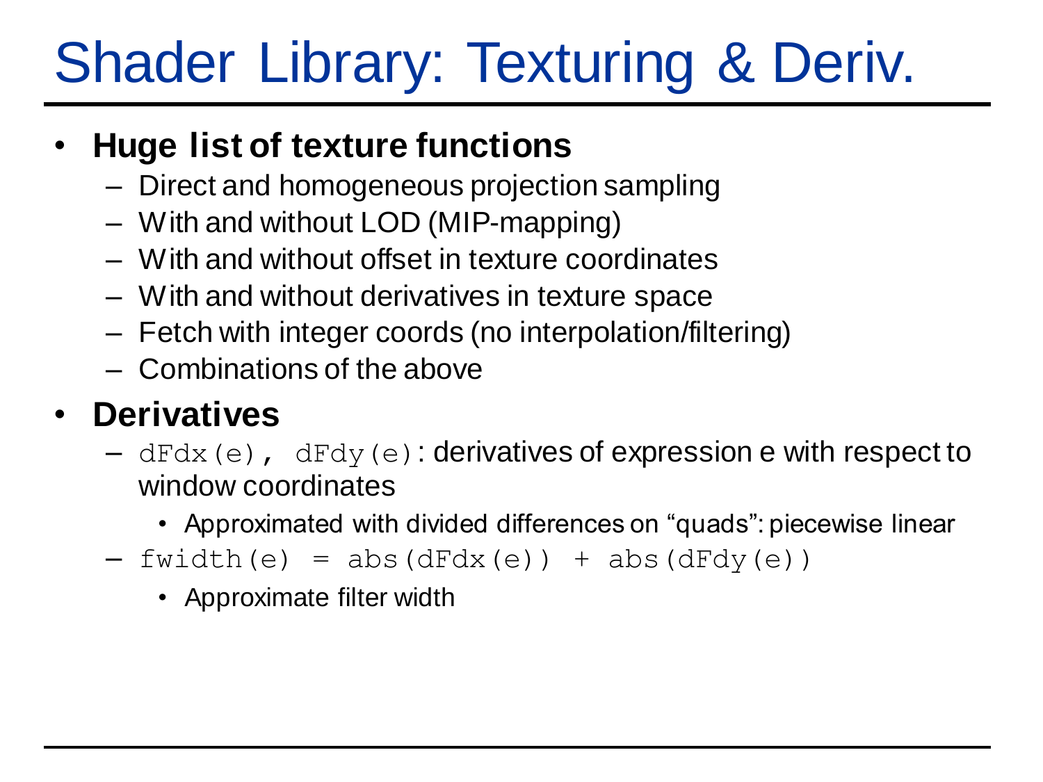# Shader Library: Texturing & Deriv.

- **Huge list of texture functions**
  - Direct and homogeneous projection sampling
  - With and without LOD (MIP-mapping)
  - With and without offset in texture coordinates
  - With and without derivatives in texture space
  - Fetch with integer coords (no interpolation/filtering)
  - Combinations of the above
- **Derivatives**
  - `dFdx(e), dFdy(e)`: derivatives of expression e with respect to window coordinates
    - Approximated with divided differences on "quads": piecewise linear
  - `fwidth(e) = abs(dFdx(e)) + abs(dFdy(e))`
    - Approximate filter width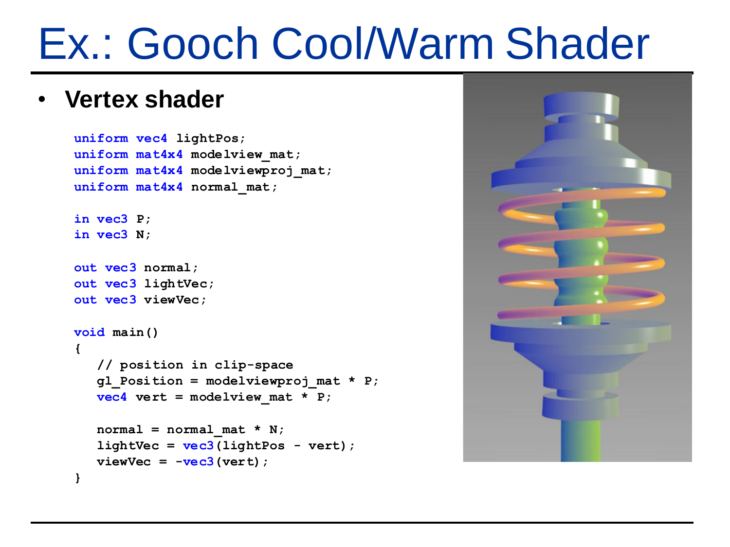# Ex.: Gooch Cool/Warm Shader

- **Vertex shader**

```
uniform vec4 lightPos;
uniform mat4x4 modelview_mat;
uniform mat4x4 modelviewproj_mat;
uniform mat4x4 normal_mat;

in vec3 P;
in vec3 N;

out vec3 normal;
out vec3 lightVec;
out vec3 viewVec;

void main()
{
   // position in clip-space
   gl_Position = modelviewproj_mat * P;
   vec4 vert = modelview_mat * P;

   normal = normal_mat * N;
   lightVec = vec3(lightPos - vert);
   viewVec = -vec3(vert);
}
```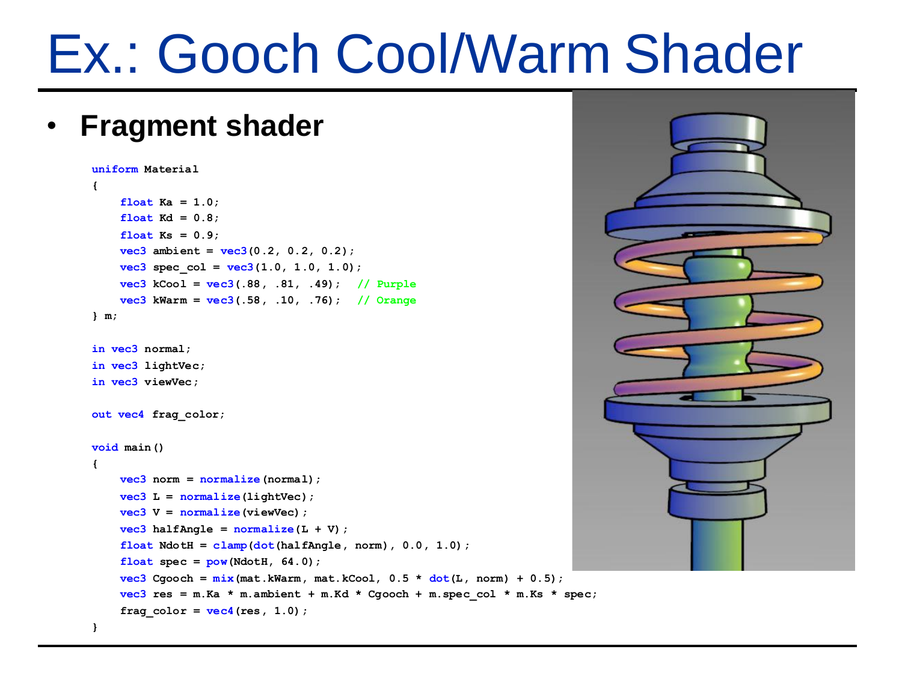# Ex.: Gooch Cool/Warm Shader

- **Fragment shader**

```
uniform Material
{
    float Ka = 1.0;
    float Kd = 0.8;
    float Ks = 0.9;
    vec3 ambient = vec3(0.2, 0.2, 0.2);
    vec3 spec_col = vec3(1.0, 1.0, 1.0);
    vec3 kCool = vec3(.88, .81, .49);  // Purple
    vec3 kWarm = vec3(.58, .10, .76);  // Orange
} m;

in vec3 normal;
in vec3 lightVec;
in vec3 viewVec;

out vec4 frag_color;

void main()
{
    vec3 norm = normalize(normal);
    vec3 L = normalize(lightVec);
    vec3 V = normalize(viewVec);
    vec3 halfAngle = normalize(L + V);
    float NdotH = clamp(dot(halfAngle, norm), 0.0, 1.0);
    float spec = pow(NdotH, 64.0);
    vec3 Cgooch = mix(mat.kWarm, mat.kCool, 0.5 * dot(L, norm) + 0.5);
    vec3 res = m.Ka * m.ambient + m.Kd * Cgooch + m.spec_col * m.Ks * spec;
    frag_color = vec4(res, 1.0);
}
```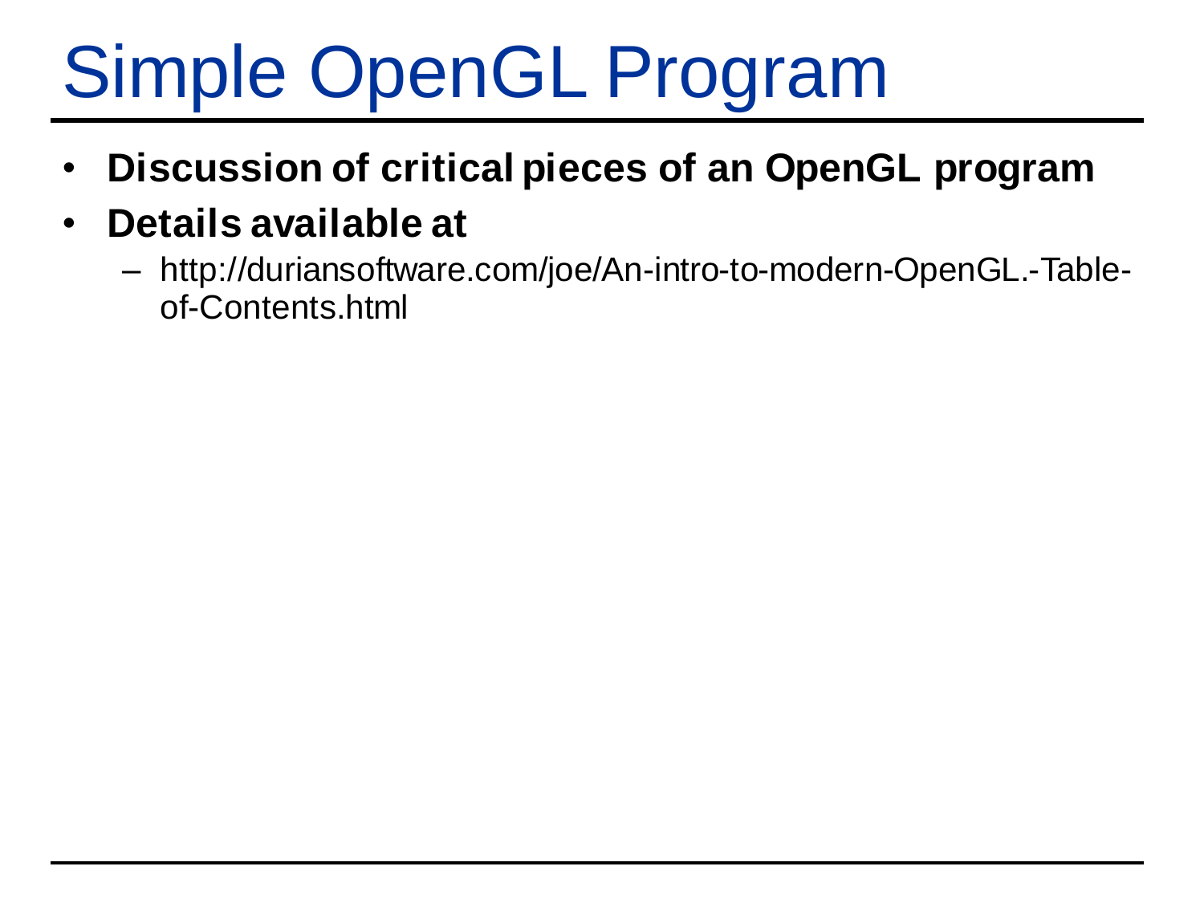# Simple OpenGL Program

- **Discussion of critical pieces of an OpenGL program**
- **Details available at**
  - http://duriansoftware.com/joe/An-intro-to-modern-OpenGL.-Table-of-Contents.html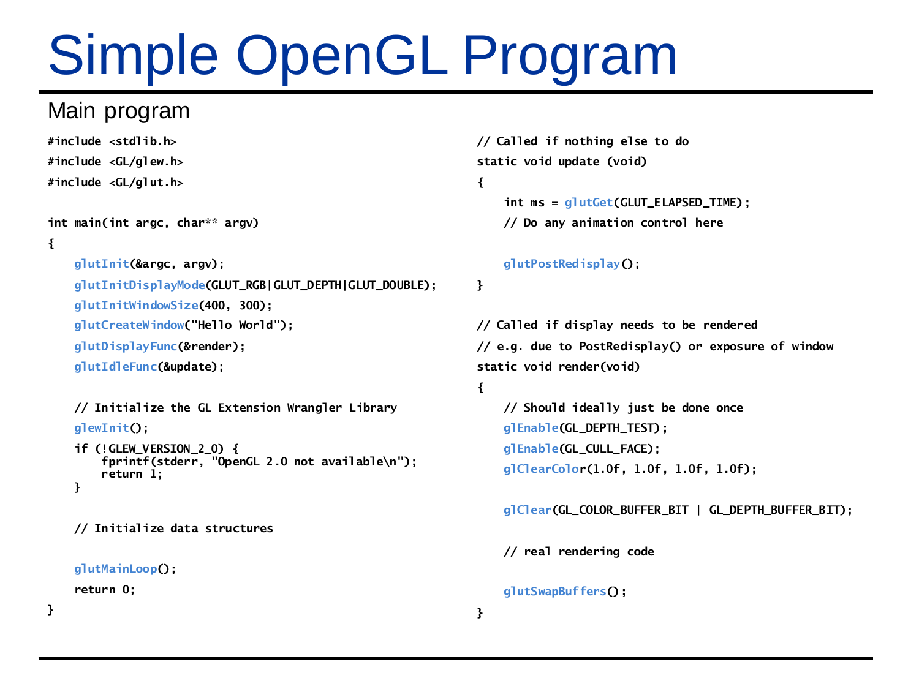# Simple OpenGL Program

## Main program

```
#include <stdlib.h>
#include <GL/glew.h>
#include <GL/glut.h>

int main(int argc, char** argv)
{
    glutInit(&argc, argv);
    glutInitDisplayMode(GLUT_RGB|GLUT_DEPTH|GLUT_DOUBLE);
    glutInitWindowSize(400, 300);
    glutCreateWindow("Hello World");
    glutDisplayFunc(&render);
    glutIdleFunc(&update);

    // Initialize the GL Extension Wrangler Library
    glewInit();
    if (!GLEW_VERSION_2_0) {
        fprintf(stderr, "OpenGL 2.0 not available\n");
        return 1;
    }

    // Initialize data structures

    glutMainLoop();
    return 0;
}
```

```
// Called if nothing else to do
static void update (void)
{
    int ms = glutGet(GLUT_ELAPSED_TIME);
    // Do any animation control here

    glutPostRedisplay();
}

// Called if display needs to be rendered
// e.g. due to PostRedisplay() or exposure of window
static void render(void)
{
    // Should ideally just be done once
    glEnable(GL_DEPTH_TEST);
    glEnable(GL_CULL_FACE);
    glClearColor(1.0f, 1.0f, 1.0f, 1.0f);

    glClear(GL_COLOR_BUFFER_BIT | GL_DEPTH_BUFFER_BIT);

    // real rendering code

    glutSwapBuffers();
}
```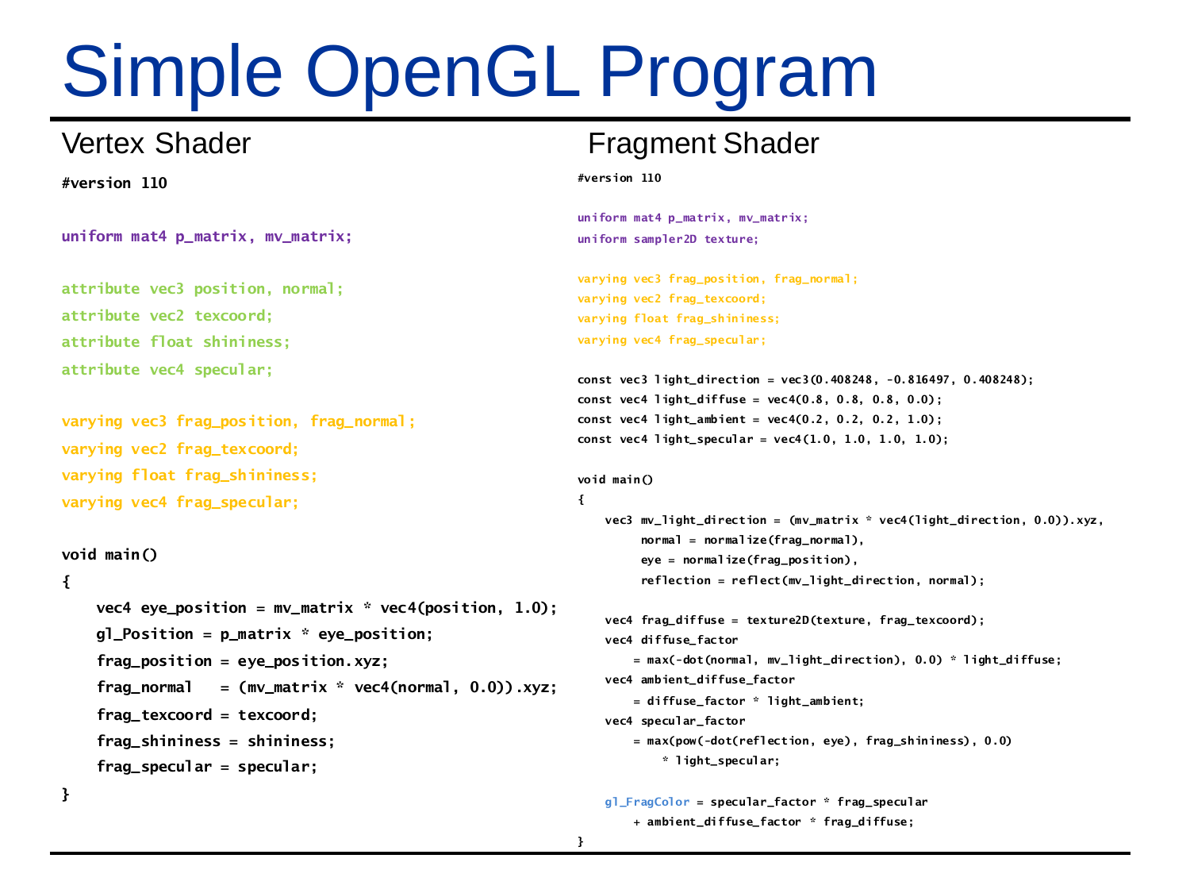# Simple OpenGL Program

## Vertex Shader

```
#version 110

uniform mat4 p_matrix, mv_matrix;

attribute vec3 position, normal;
attribute vec2 texcoord;
attribute float shininess;
attribute vec4 specular;

varying vec3 frag_position, frag_normal;
varying vec2 frag_texcoord;
varying float frag_shininess;
varying vec4 frag_specular;

void main()
{
    vec4 eye_position = mv_matrix * vec4(position, 1.0);
    gl_Position = p_matrix * eye_position;
    frag_position = eye_position.xyz;
    frag_normal   = (mv_matrix * vec4(normal, 0.0)).xyz;
    frag_texcoord = texcoord;
    frag_shininess = shininess;
    frag_specular = specular;
}
```

## Fragment Shader

```
#version 110

uniform mat4 p_matrix, mv_matrix;
uniform sampler2D texture;

varying vec3 frag_position, frag_normal;
varying vec2 frag_texcoord;
varying float frag_shininess;
varying vec4 frag_specular;

const vec3 light_direction = vec3(0.408248, -0.816497, 0.408248);
const vec4 light_diffuse = vec4(0.8, 0.8, 0.8, 0.0);
const vec4 light_ambient = vec4(0.2, 0.2, 0.2, 1.0);
const vec4 light_specular = vec4(1.0, 1.0, 1.0, 1.0);

void main()
{
    vec3 mv_light_direction = (mv_matrix * vec4(light_direction, 0.0)).xyz,
         normal = normalize(frag_normal),
         eye = normalize(frag_position),
         reflection = reflect(mv_light_direction, normal);

    vec4 frag_diffuse = texture2D(texture, frag_texcoord);
    vec4 diffuse_factor
        = max(-dot(normal, mv_light_direction), 0.0) * light_diffuse;
    vec4 ambient_diffuse_factor
        = diffuse_factor * light_ambient;
    vec4 specular_factor
        = max(pow(-dot(reflection, eye), frag_shininess), 0.0)
            * light_specular;

    gl_FragColor = specular_factor * frag_specular
        + ambient_diffuse_factor * frag_diffuse;
}
```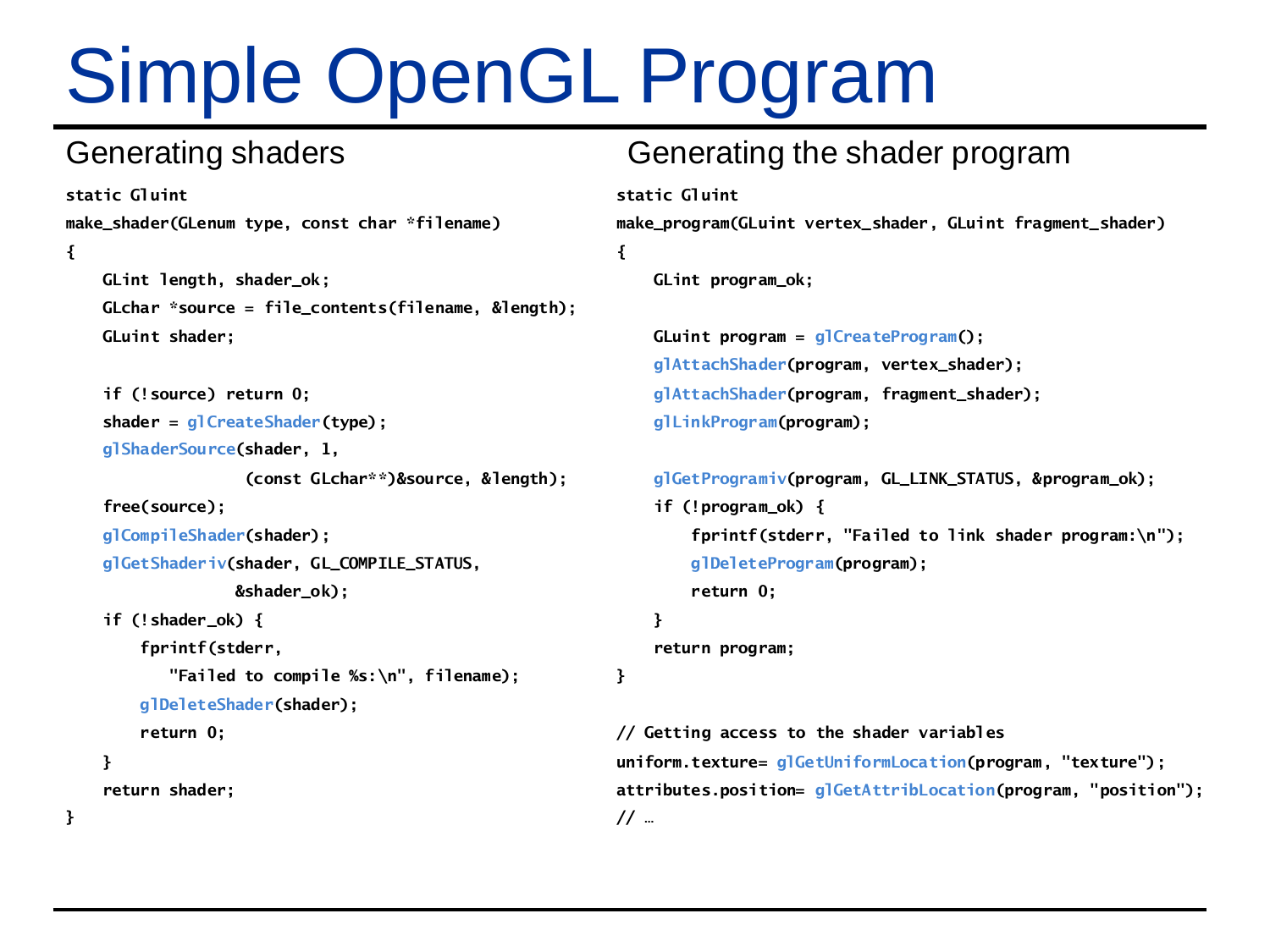# Simple OpenGL Program

## Generating shaders

```
static Gluint
make_shader(GLenum type, const char *filename)
{
    GLint length, shader_ok;
    GLchar *source = file_contents(filename, &length);
    GLuint shader;

    if (!source) return 0;
    shader = glCreateShader(type);
    glShaderSource(shader, 1,
                   (const GLchar**)&source, &length);
    free(source);
    glCompileShader(shader);
    glGetShaderiv(shader, GL_COMPILE_STATUS,
                  &shader_ok);
    if (!shader_ok) {
        fprintf(stderr,
           "Failed to compile %s:\n", filename);
        glDeleteShader(shader);
        return 0;
    }
    return shader;
}
```

## Generating the shader program

```
static Gluint
make_program(GLuint vertex_shader, GLuint fragment_shader)
{
    GLint program_ok;

    GLuint program = glCreateProgram();
    glAttachShader(program, vertex_shader);
    glAttachShader(program, fragment_shader);
    glLinkProgram(program);

    glGetProgramiv(program, GL_LINK_STATUS, &program_ok);
    if (!program_ok) {
        fprintf(stderr, "Failed to link shader program:\n");
        glDeleteProgram(program);
        return 0;
    }
    return program;
}

// Getting access to the shader variables
uniform.texture= glGetUniformLocation(program, "texture");
attributes.position= glGetAttribLocation(program, "position");
// …
```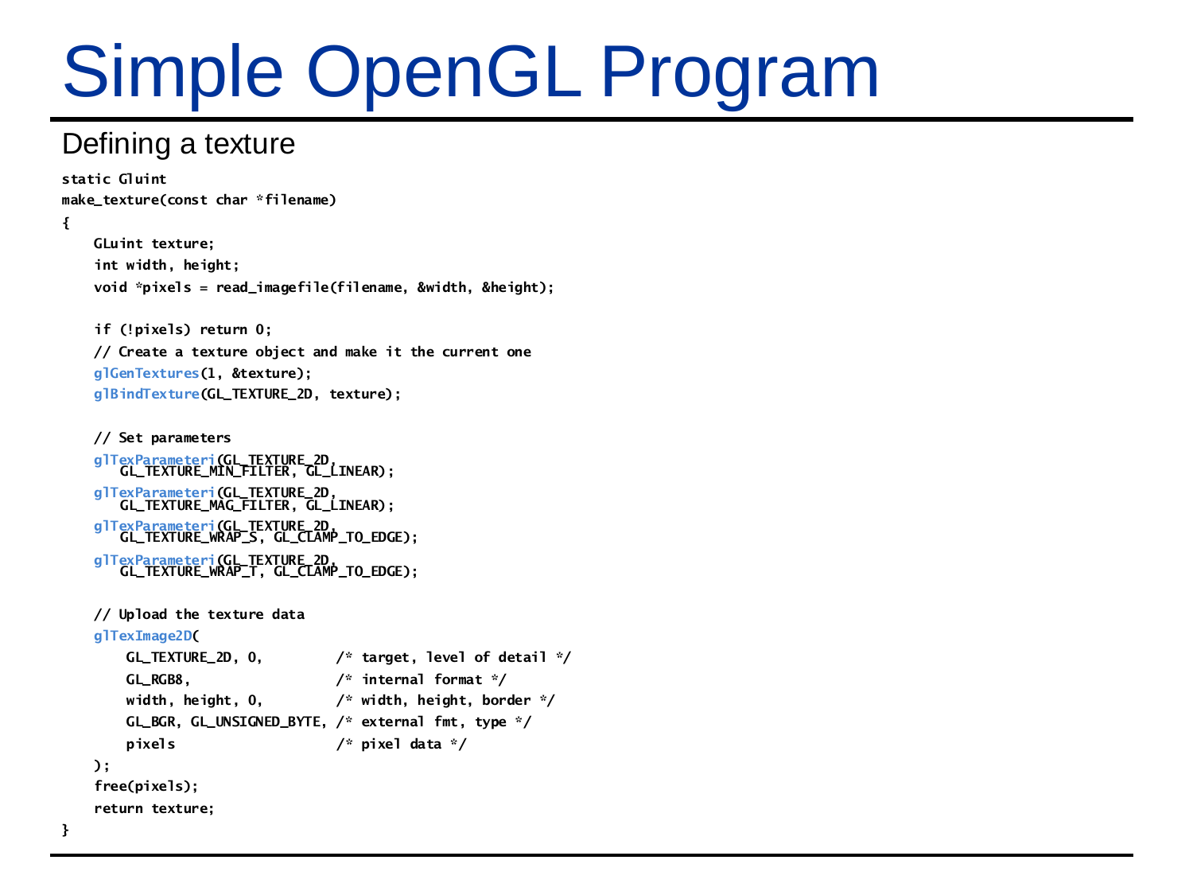# Simple OpenGL Program

## Defining a texture

```
static Gluint
make_texture(const char *filename)
{
    GLuint texture;
    int width, height;
    void *pixels = read_imagefile(filename, &width, &height);

    if (!pixels) return 0;
    // Create a texture object and make it the current one
    glGenTextures(1, &texture);
    glBindTexture(GL_TEXTURE_2D, texture);

    // Set parameters
    glTexParameteri(GL_TEXTURE_2D,
       GL_TEXTURE_MIN_FILTER, GL_LINEAR);
    glTexParameteri(GL_TEXTURE_2D,
       GL_TEXTURE_MAG_FILTER, GL_LINEAR);
    glTexParameteri(GL_TEXTURE_2D,
       GL_TEXTURE_WRAP_S, GL_CLAMP_TO_EDGE);
    glTexParameteri(GL_TEXTURE_2D,
       GL_TEXTURE_WRAP_T, GL_CLAMP_TO_EDGE);

    // Upload the texture data
    glTexImage2D(
        GL_TEXTURE_2D, 0,         /* target, level of detail */
        GL_RGB8,                  /* internal format */
        width, height, 0,         /* width, height, border */
        GL_BGR, GL_UNSIGNED_BYTE, /* external fmt, type */
        pixels                    /* pixel data */
    );
    free(pixels);
    return texture;
}
```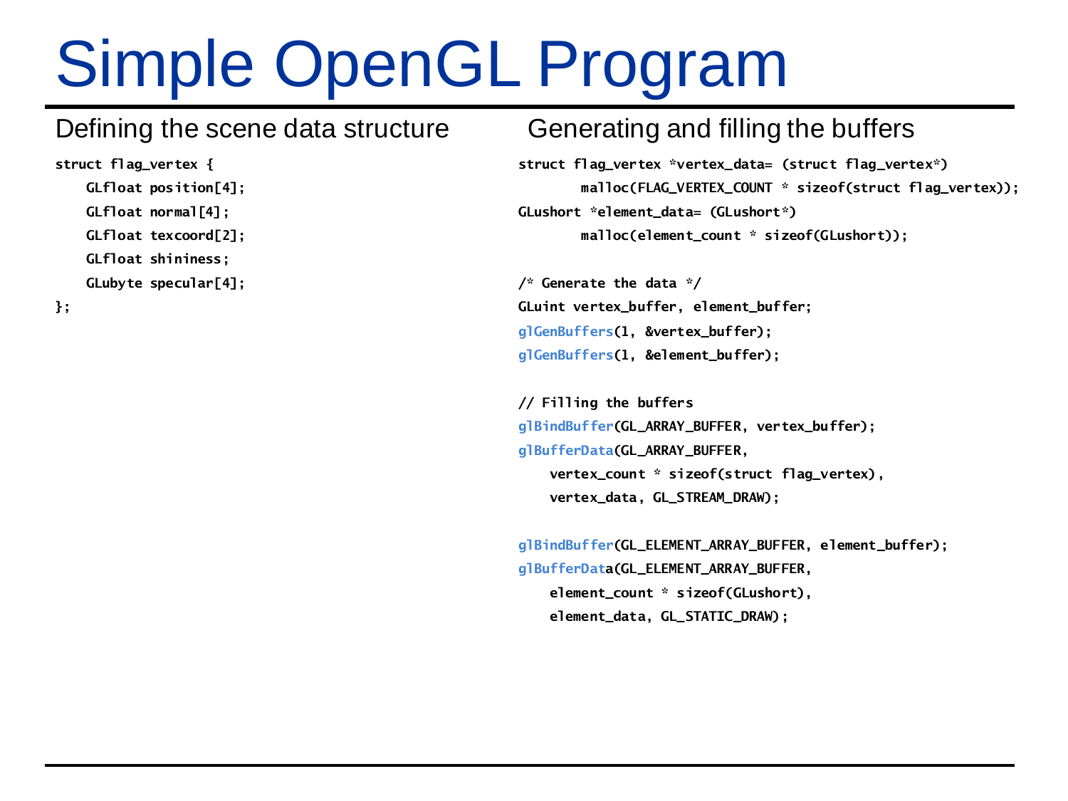# Simple OpenGL Program

## Defining the scene data structure

```
struct flag_vertex {
    GLfloat position[4];
    GLfloat normal[4];
    GLfloat texcoord[2];
    GLfloat shininess;
    GLubyte specular[4];
};
```

## Generating and filling the buffers

```
struct flag_vertex *vertex_data= (struct flag_vertex*)
        malloc(FLAG_VERTEX_COUNT * sizeof(struct flag_vertex));
GLushort *element_data= (GLushort*)
        malloc(element_count * sizeof(GLushort));

/* Generate the data */
GLuint vertex_buffer, element_buffer;
glGenBuffers(1, &vertex_buffer);
glGenBuffers(1, &element_buffer);

// Filling the buffers
glBindBuffer(GL_ARRAY_BUFFER, vertex_buffer);
glBufferData(GL_ARRAY_BUFFER,
    vertex_count * sizeof(struct flag_vertex),
    vertex_data, GL_STREAM_DRAW);

glBindBuffer(GL_ELEMENT_ARRAY_BUFFER, element_buffer);
glBufferData(GL_ELEMENT_ARRAY_BUFFER,
    element_count * sizeof(GLushort),
    element_data, GL_STATIC_DRAW);
```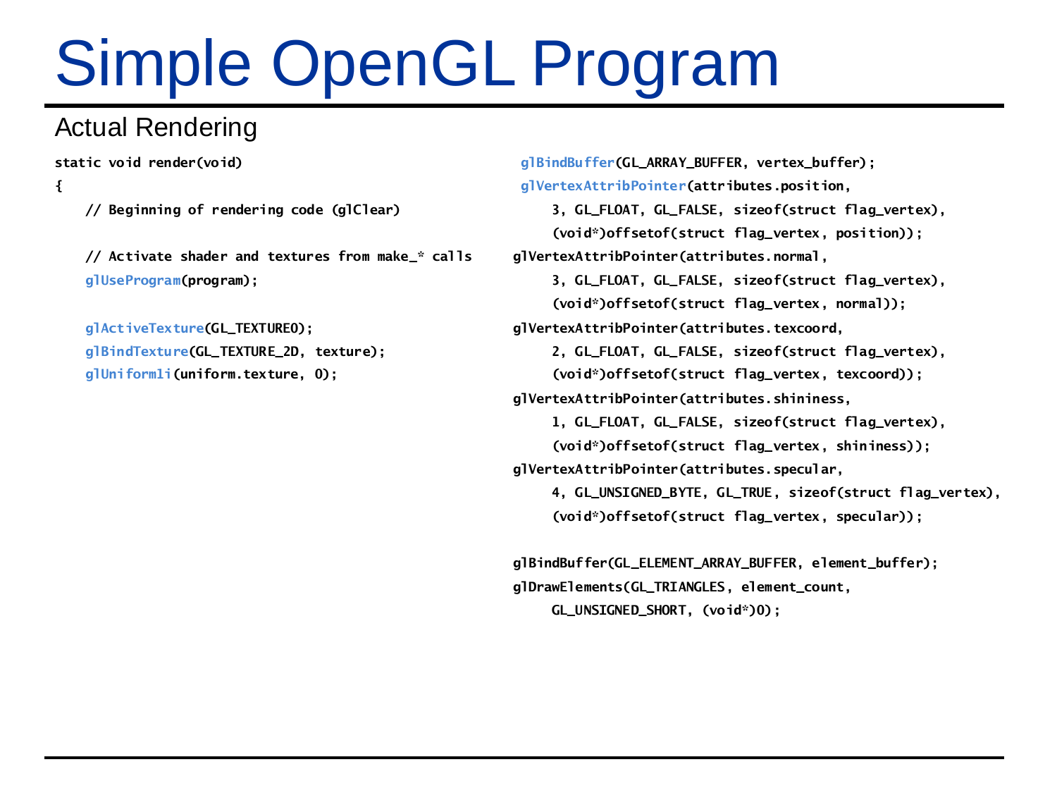# Simple OpenGL Program

## Actual Rendering

```
static void render(void)
{
    // Beginning of rendering code (glClear)

    // Activate shader and textures from make_* calls
    glUseProgram(program);

    glActiveTexture(GL_TEXTURE0);
    glBindTexture(GL_TEXTURE_2D, texture);
    glUniform1i(uniform.texture, 0);

    glBindBuffer(GL_ARRAY_BUFFER, vertex_buffer);
    glVertexAttribPointer(attributes.position,
        3, GL_FLOAT, GL_FALSE, sizeof(struct flag_vertex),
        (void*)offsetof(struct flag_vertex, position));
    glVertexAttribPointer(attributes.normal,
        3, GL_FLOAT, GL_FALSE, sizeof(struct flag_vertex),
        (void*)offsetof(struct flag_vertex, normal));
    glVertexAttribPointer(attributes.texcoord,
        2, GL_FLOAT, GL_FALSE, sizeof(struct flag_vertex),
        (void*)offsetof(struct flag_vertex, texcoord));
    glVertexAttribPointer(attributes.shininess,
        1, GL_FLOAT, GL_FALSE, sizeof(struct flag_vertex),
        (void*)offsetof(struct flag_vertex, shininess));
    glVertexAttribPointer(attributes.specular,
        4, GL_UNSIGNED_BYTE, GL_TRUE, sizeof(struct flag_vertex),
        (void*)offsetof(struct flag_vertex, specular));

    glBindBuffer(GL_ELEMENT_ARRAY_BUFFER, element_buffer);
    glDrawElements(GL_TRIANGLES, element_count,
        GL_UNSIGNED_SHORT, (void*)0);
```